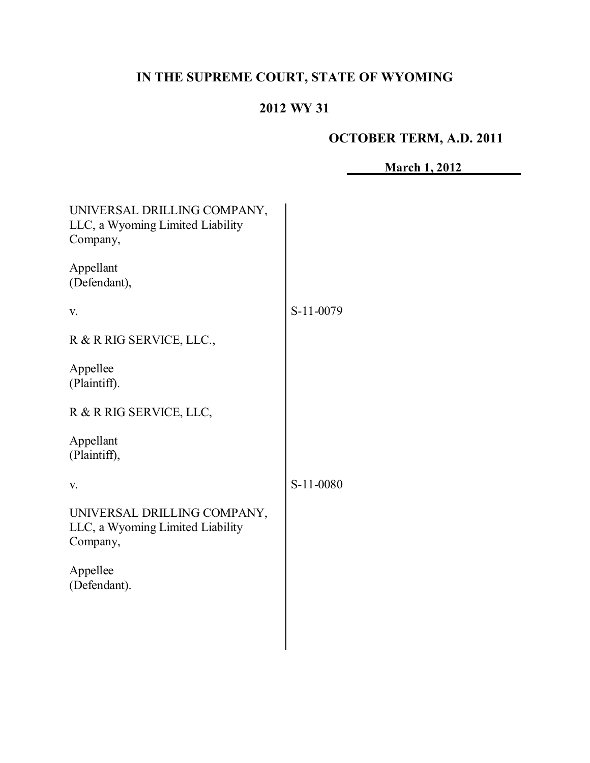# IN THE SUPREME COURT, STATE OF WYOMING

## 2012 WY 31

**OCTOBER TERM, A.D. 2011**

**March 1, 2012**

| | |
|---|---|
| UNIVERSAL DRILLING COMPANY, LLC, a Wyoming Limited Liability Company,<br><br>Appellant (Defendant),<br><br>v.<br><br>R & R RIG SERVICE, LLC.,<br><br>Appellee (Plaintiff). | S-11-0079 |
| R & R RIG SERVICE, LLC,<br><br>Appellant (Plaintiff),<br><br>v.<br><br>UNIVERSAL DRILLING COMPANY, LLC, a Wyoming Limited Liability Company,<br><br>Appellee (Defendant). | S-11-0080 |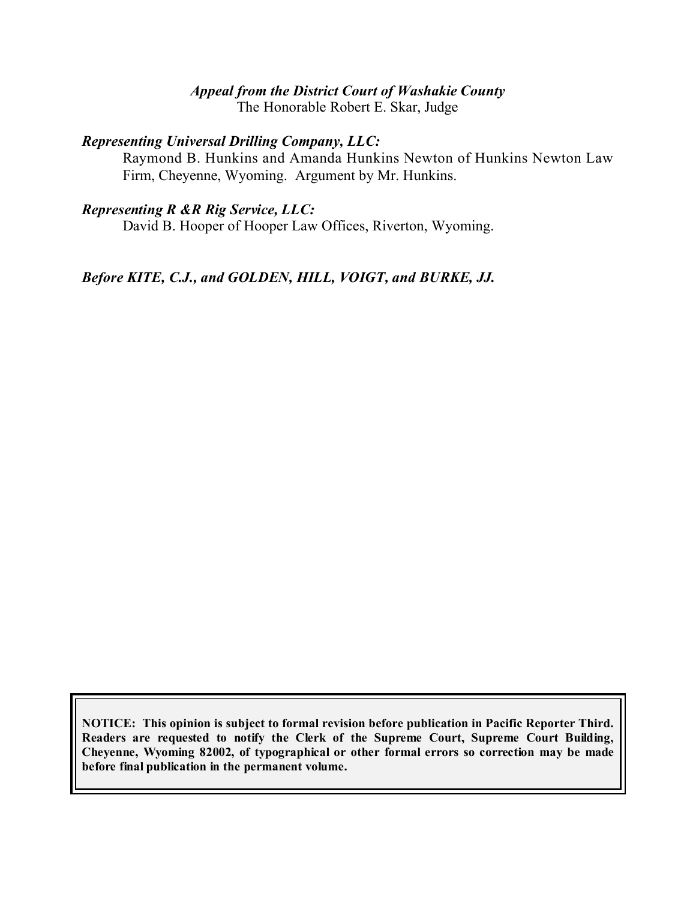*Appeal from the District Court of Washakie County*
The Honorable Robert E. Skar, Judge

***Representing Universal Drilling Company, LLC:***
Raymond B. Hunkins and Amanda Hunkins Newton of Hunkins Newton Law Firm, Cheyenne, Wyoming. Argument by Mr. Hunkins.

***Representing R &R Rig Service, LLC:***
David B. Hooper of Hooper Law Offices, Riverton, Wyoming.

***Before KITE, C.J., and GOLDEN, HILL, VOIGT, and BURKE, JJ.***

**NOTICE: This opinion is subject to formal revision before publication in Pacific Reporter Third. Readers are requested to notify the Clerk of the Supreme Court, Supreme Court Building, Cheyenne, Wyoming 82002, of typographical or other formal errors so correction may be made before final publication in the permanent volume.**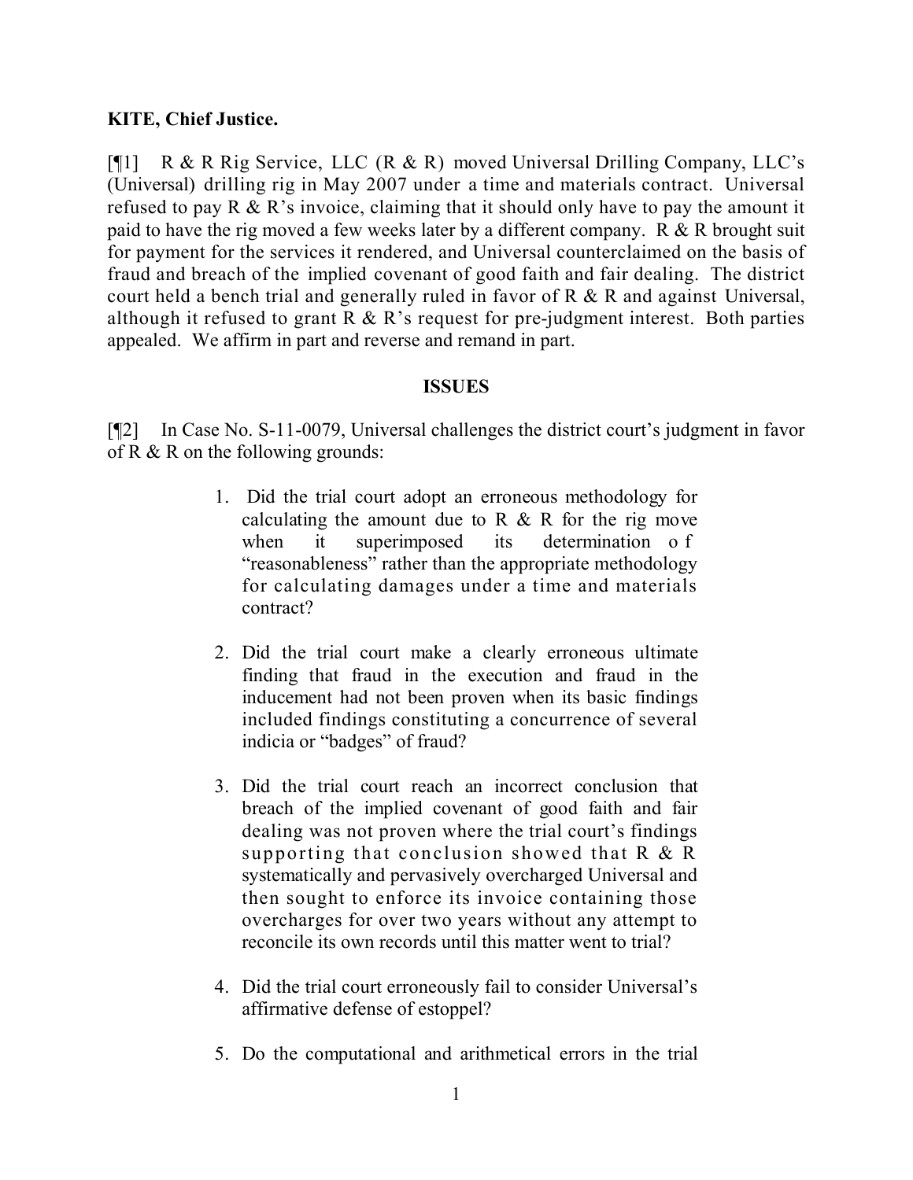**KITE, Chief Justice.**

[¶1] R & R Rig Service, LLC (R & R) moved Universal Drilling Company, LLC's (Universal) drilling rig in May 2007 under a time and materials contract. Universal refused to pay R & R's invoice, claiming that it should only have to pay the amount it paid to have the rig moved a few weeks later by a different company. R & R brought suit for payment for the services it rendered, and Universal counterclaimed on the basis of fraud and breach of the implied covenant of good faith and fair dealing. The district court held a bench trial and generally ruled in favor of R & R and against Universal, although it refused to grant R & R's request for pre-judgment interest. Both parties appealed. We affirm in part and reverse and remand in part.

## ISSUES

[¶2] In Case No. S-11-0079, Universal challenges the district court's judgment in favor of R & R on the following grounds:

> 1. Did the trial court adopt an erroneous methodology for calculating the amount due to R & R for the rig move when it superimposed its determination of "reasonableness" rather than the appropriate methodology for calculating damages under a time and materials contract?
>
> 2. Did the trial court make a clearly erroneous ultimate finding that fraud in the execution and fraud in the inducement had not been proven when its basic findings included findings constituting a concurrence of several indicia or "badges" of fraud?
>
> 3. Did the trial court reach an incorrect conclusion that breach of the implied covenant of good faith and fair dealing was not proven where the trial court's findings supporting that conclusion showed that R & R systematically and pervasively overcharged Universal and then sought to enforce its invoice containing those overcharges for over two years without any attempt to reconcile its own records until this matter went to trial?
>
> 4. Did the trial court erroneously fail to consider Universal's affirmative defense of estoppel?
>
> 5. Do the computational and arithmetical errors in the trial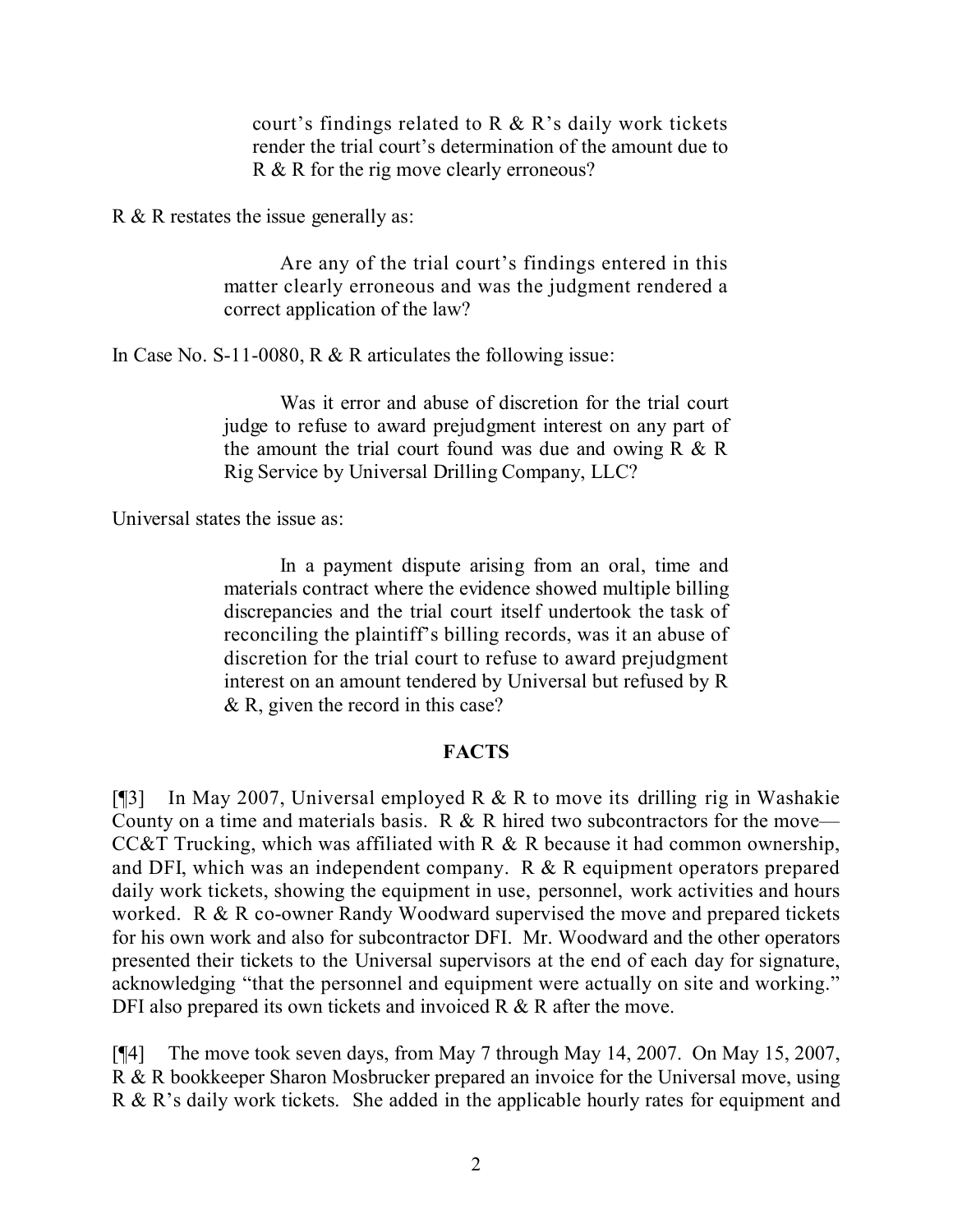> court's findings related to R & R's daily work tickets render the trial court's determination of the amount due to R & R for the rig move clearly erroneous?

R & R restates the issue generally as:

> Are any of the trial court's findings entered in this matter clearly erroneous and was the judgment rendered a correct application of the law?

In Case No. S-11-0080, R & R articulates the following issue:

> Was it error and abuse of discretion for the trial court judge to refuse to award prejudgment interest on any part of the amount the trial court found was due and owing R & R Rig Service by Universal Drilling Company, LLC?

Universal states the issue as:

> In a payment dispute arising from an oral, time and materials contract where the evidence showed multiple billing discrepancies and the trial court itself undertook the task of reconciling the plaintiff's billing records, was it an abuse of discretion for the trial court to refuse to award prejudgment interest on an amount tendered by Universal but refused by R & R, given the record in this case?

## FACTS

[¶3] In May 2007, Universal employed R & R to move its drilling rig in Washakie County on a time and materials basis. R & R hired two subcontractors for the move—CC&T Trucking, which was affiliated with R & R because it had common ownership, and DFI, which was an independent company. R & R equipment operators prepared daily work tickets, showing the equipment in use, personnel, work activities and hours worked. R & R co-owner Randy Woodward supervised the move and prepared tickets for his own work and also for subcontractor DFI. Mr. Woodward and the other operators presented their tickets to the Universal supervisors at the end of each day for signature, acknowledging "that the personnel and equipment were actually on site and working." DFI also prepared its own tickets and invoiced R & R after the move.

[¶4] The move took seven days, from May 7 through May 14, 2007. On May 15, 2007, R & R bookkeeper Sharon Mosbrucker prepared an invoice for the Universal move, using R & R's daily work tickets. She added in the applicable hourly rates for equipment and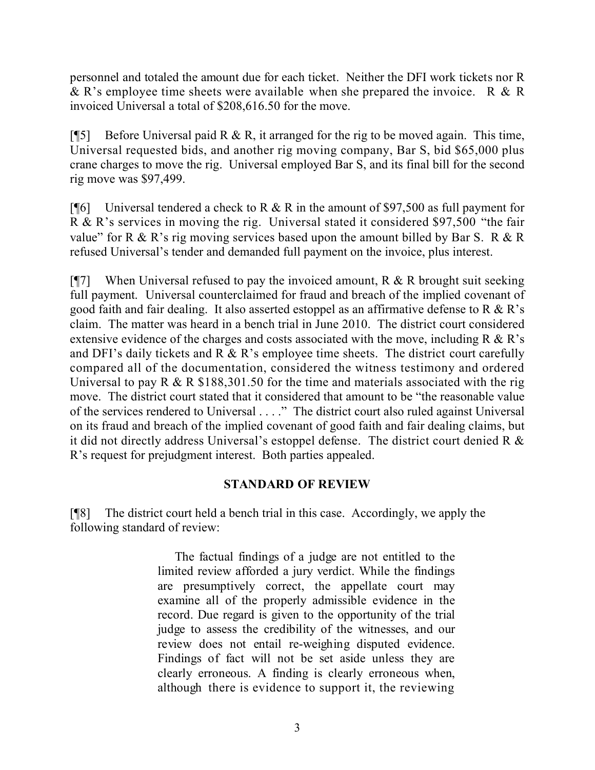personnel and totaled the amount due for each ticket. Neither the DFI work tickets nor R & R's employee time sheets were available when she prepared the invoice. R & R invoiced Universal a total of $208,616.50 for the move.

[¶5] Before Universal paid R & R, it arranged for the rig to be moved again. This time, Universal requested bids, and another rig moving company, Bar S, bid $65,000 plus crane charges to move the rig. Universal employed Bar S, and its final bill for the second rig move was $97,499.

[¶6] Universal tendered a check to R & R in the amount of $97,500 as full payment for R & R's services in moving the rig. Universal stated it considered $97,500 "the fair value" for R & R's rig moving services based upon the amount billed by Bar S. R & R refused Universal's tender and demanded full payment on the invoice, plus interest.

[¶7] When Universal refused to pay the invoiced amount, R & R brought suit seeking full payment. Universal counterclaimed for fraud and breach of the implied covenant of good faith and fair dealing. It also asserted estoppel as an affirmative defense to R & R's claim. The matter was heard in a bench trial in June 2010. The district court considered extensive evidence of the charges and costs associated with the move, including R & R's and DFI's daily tickets and R & R's employee time sheets. The district court carefully compared all of the documentation, considered the witness testimony and ordered Universal to pay R & R $188,301.50 for the time and materials associated with the rig move. The district court stated that it considered that amount to be "the reasonable value of the services rendered to Universal . . . ." The district court also ruled against Universal on its fraud and breach of the implied covenant of good faith and fair dealing claims, but it did not directly address Universal's estoppel defense. The district court denied R & R's request for prejudgment interest. Both parties appealed.

## STANDARD OF REVIEW

[¶8] The district court held a bench trial in this case. Accordingly, we apply the following standard of review:

> The factual findings of a judge are not entitled to the limited review afforded a jury verdict. While the findings are presumptively correct, the appellate court may examine all of the properly admissible evidence in the record. Due regard is given to the opportunity of the trial judge to assess the credibility of the witnesses, and our review does not entail re-weighing disputed evidence. Findings of fact will not be set aside unless they are clearly erroneous. A finding is clearly erroneous when, although there is evidence to support it, the reviewing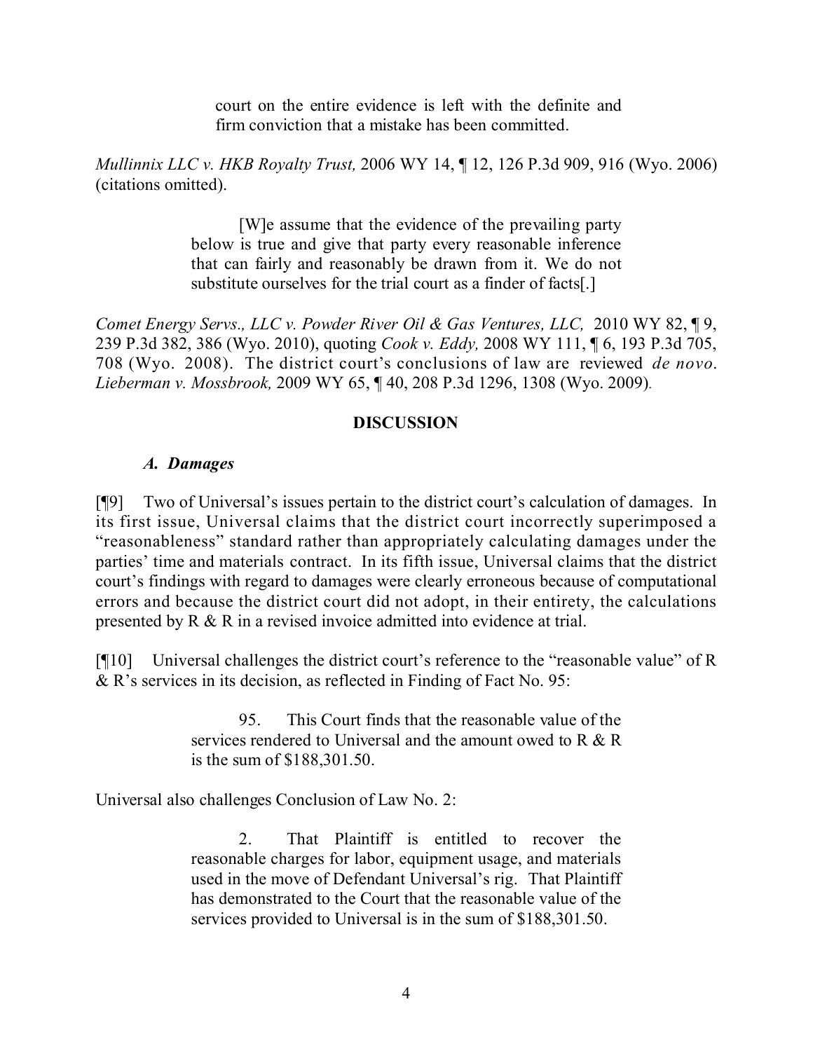> court on the entire evidence is left with the definite and firm conviction that a mistake has been committed.

*Mullinnix LLC v. HKB Royalty Trust,* 2006 WY 14, ¶ 12, 126 P.3d 909, 916 (Wyo. 2006) (citations omitted).

> [W]e assume that the evidence of the prevailing party below is true and give that party every reasonable inference that can fairly and reasonably be drawn from it. We do not substitute ourselves for the trial court as a finder of facts[.]

*Comet Energy Servs., LLC v. Powder River Oil & Gas Ventures, LLC,* 2010 WY 82, ¶ 9, 239 P.3d 382, 386 (Wyo. 2010), quoting *Cook v. Eddy,* 2008 WY 111, ¶ 6, 193 P.3d 705, 708 (Wyo. 2008). The district court's conclusions of law are reviewed *de novo*. *Lieberman v. Mossbrook,* 2009 WY 65, ¶ 40, 208 P.3d 1296, 1308 (Wyo. 2009).

## DISCUSSION

### *A. Damages*

[¶9] Two of Universal's issues pertain to the district court's calculation of damages. In its first issue, Universal claims that the district court incorrectly superimposed a "reasonableness" standard rather than appropriately calculating damages under the parties' time and materials contract. In its fifth issue, Universal claims that the district court's findings with regard to damages were clearly erroneous because of computational errors and because the district court did not adopt, in their entirety, the calculations presented by R & R in a revised invoice admitted into evidence at trial.

[¶10] Universal challenges the district court's reference to the "reasonable value" of R & R's services in its decision, as reflected in Finding of Fact No. 95:

> 95. This Court finds that the reasonable value of the services rendered to Universal and the amount owed to R & R is the sum of $188,301.50.

Universal also challenges Conclusion of Law No. 2:

> 2. That Plaintiff is entitled to recover the reasonable charges for labor, equipment usage, and materials used in the move of Defendant Universal's rig. That Plaintiff has demonstrated to the Court that the reasonable value of the services provided to Universal is in the sum of $188,301.50.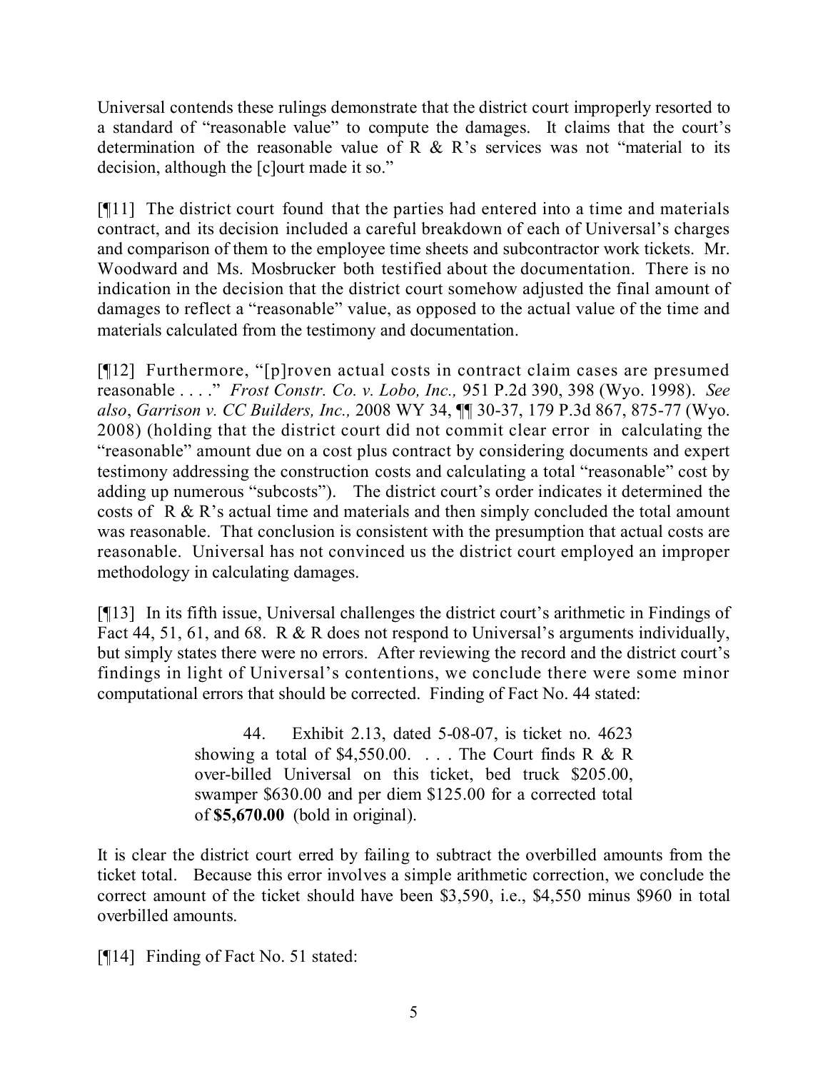Universal contends these rulings demonstrate that the district court improperly resorted to a standard of "reasonable value" to compute the damages. It claims that the court's determination of the reasonable value of R & R's services was not "material to its decision, although the [c]ourt made it so."

[¶11] The district court found that the parties had entered into a time and materials contract, and its decision included a careful breakdown of each of Universal's charges and comparison of them to the employee time sheets and subcontractor work tickets. Mr. Woodward and Ms. Mosbrucker both testified about the documentation. There is no indication in the decision that the district court somehow adjusted the final amount of damages to reflect a "reasonable" value, as opposed to the actual value of the time and materials calculated from the testimony and documentation.

[¶12] Furthermore, "[p]roven actual costs in contract claim cases are presumed reasonable . . . ." *Frost Constr. Co. v. Lobo, Inc.,* 951 P.2d 390, 398 (Wyo. 1998). *See also*, *Garrison v. CC Builders, Inc.,* 2008 WY 34, ¶¶ 30-37, 179 P.3d 867, 875-77 (Wyo. 2008) (holding that the district court did not commit clear error in calculating the "reasonable" amount due on a cost plus contract by considering documents and expert testimony addressing the construction costs and calculating a total "reasonable" cost by adding up numerous "subcosts"). The district court's order indicates it determined the costs of R & R's actual time and materials and then simply concluded the total amount was reasonable. That conclusion is consistent with the presumption that actual costs are reasonable. Universal has not convinced us the district court employed an improper methodology in calculating damages.

[¶13] In its fifth issue, Universal challenges the district court's arithmetic in Findings of Fact 44, 51, 61, and 68. R & R does not respond to Universal's arguments individually, but simply states there were no errors. After reviewing the record and the district court's findings in light of Universal's contentions, we conclude there were some minor computational errors that should be corrected. Finding of Fact No. 44 stated:

> 44. Exhibit 2.13, dated 5-08-07, is ticket no. 4623 showing a total of $4,550.00. . . . The Court finds R & R over-billed Universal on this ticket, bed truck $205.00, swamper $630.00 and per diem $125.00 for a corrected total of **$5,670.00** (bold in original).

It is clear the district court erred by failing to subtract the overbilled amounts from the ticket total. Because this error involves a simple arithmetic correction, we conclude the correct amount of the ticket should have been $3,590, i.e., $4,550 minus $960 in total overbilled amounts.

[¶14] Finding of Fact No. 51 stated: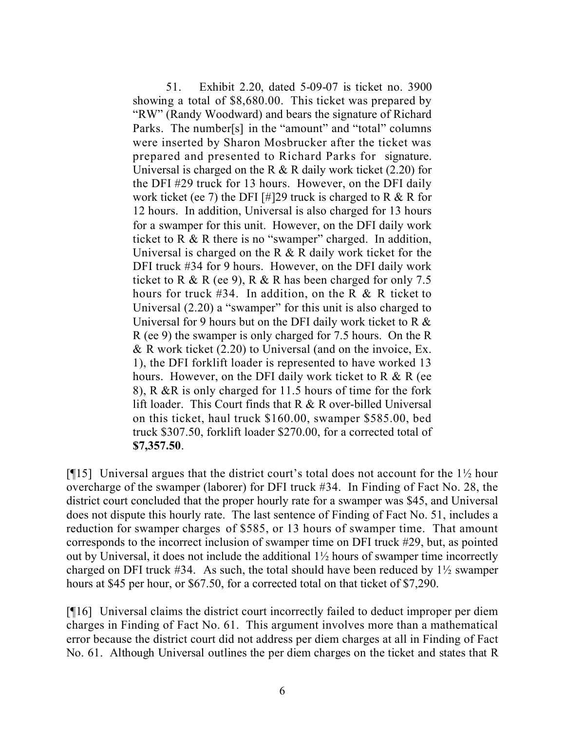> 51. Exhibit 2.20, dated 5-09-07 is ticket no. 3900 showing a total of $8,680.00. This ticket was prepared by "RW" (Randy Woodward) and bears the signature of Richard Parks. The number[s] in the "amount" and "total" columns were inserted by Sharon Mosbrucker after the ticket was prepared and presented to Richard Parks for signature. Universal is charged on the R & R daily work ticket (2.20) for the DFI #29 truck for 13 hours. However, on the DFI daily work ticket (ee 7) the DFI [#]29 truck is charged to R & R for 12 hours. In addition, Universal is also charged for 13 hours for a swamper for this unit. However, on the DFI daily work ticket to R & R there is no "swamper" charged. In addition, Universal is charged on the R & R daily work ticket for the DFI truck #34 for 9 hours. However, on the DFI daily work ticket to R & R (ee 9), R & R has been charged for only 7.5 hours for truck #34. In addition, on the R & R ticket to Universal (2.20) a "swamper" for this unit is also charged to Universal for 9 hours but on the DFI daily work ticket to R & R (ee 9) the swamper is only charged for 7.5 hours. On the R & R work ticket (2.20) to Universal (and on the invoice, Ex. 1), the DFI forklift loader is represented to have worked 13 hours. However, on the DFI daily work ticket to R & R (ee 8), R &R is only charged for 11.5 hours of time for the fork lift loader. This Court finds that R & R over-billed Universal on this ticket, haul truck $160.00, swamper $585.00, bed truck $307.50, forklift loader $270.00, for a corrected total of **$7,357.50**.

[¶15] Universal argues that the district court's total does not account for the 1½ hour overcharge of the swamper (laborer) for DFI truck #34. In Finding of Fact No. 28, the district court concluded that the proper hourly rate for a swamper was $45, and Universal does not dispute this hourly rate. The last sentence of Finding of Fact No. 51, includes a reduction for swamper charges of $585, or 13 hours of swamper time. That amount corresponds to the incorrect inclusion of swamper time on DFI truck #29, but, as pointed out by Universal, it does not include the additional 1½ hours of swamper time incorrectly charged on DFI truck #34. As such, the total should have been reduced by 1½ swamper hours at $45 per hour, or $67.50, for a corrected total on that ticket of $7,290.

[¶16] Universal claims the district court incorrectly failed to deduct improper per diem charges in Finding of Fact No. 61. This argument involves more than a mathematical error because the district court did not address per diem charges at all in Finding of Fact No. 61. Although Universal outlines the per diem charges on the ticket and states that R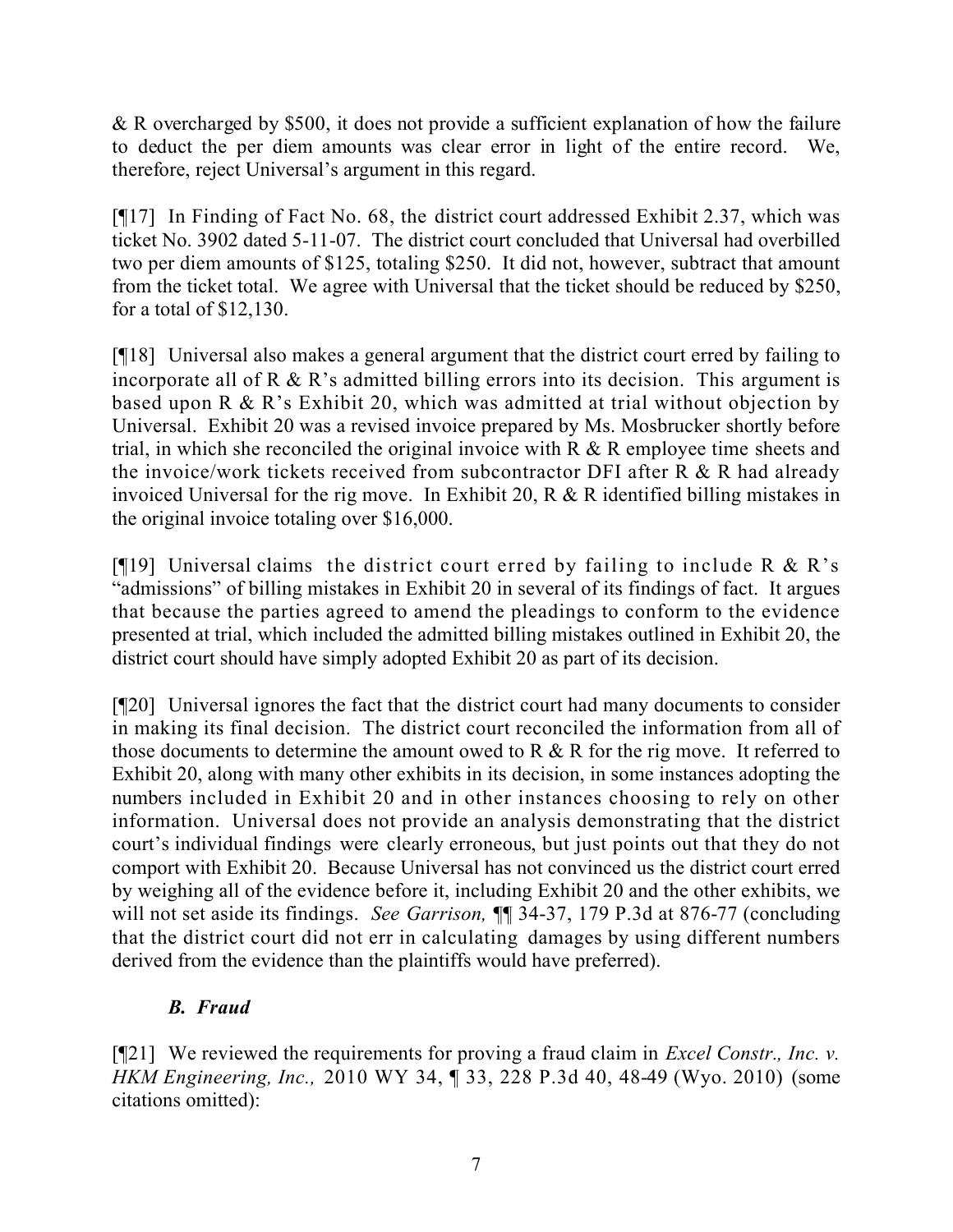& R overcharged by $500, it does not provide a sufficient explanation of how the failure to deduct the per diem amounts was clear error in light of the entire record. We, therefore, reject Universal's argument in this regard.

[¶17] In Finding of Fact No. 68, the district court addressed Exhibit 2.37, which was ticket No. 3902 dated 5-11-07. The district court concluded that Universal had overbilled two per diem amounts of $125, totaling $250. It did not, however, subtract that amount from the ticket total. We agree with Universal that the ticket should be reduced by $250, for a total of $12,130.

[¶18] Universal also makes a general argument that the district court erred by failing to incorporate all of R & R's admitted billing errors into its decision. This argument is based upon R & R's Exhibit 20, which was admitted at trial without objection by Universal. Exhibit 20 was a revised invoice prepared by Ms. Mosbrucker shortly before trial, in which she reconciled the original invoice with R & R employee time sheets and the invoice/work tickets received from subcontractor DFI after R & R had already invoiced Universal for the rig move. In Exhibit 20, R & R identified billing mistakes in the original invoice totaling over $16,000.

[¶19] Universal claims the district court erred by failing to include R & R's "admissions" of billing mistakes in Exhibit 20 in several of its findings of fact. It argues that because the parties agreed to amend the pleadings to conform to the evidence presented at trial, which included the admitted billing mistakes outlined in Exhibit 20, the district court should have simply adopted Exhibit 20 as part of its decision.

[¶20] Universal ignores the fact that the district court had many documents to consider in making its final decision. The district court reconciled the information from all of those documents to determine the amount owed to R & R for the rig move. It referred to Exhibit 20, along with many other exhibits in its decision, in some instances adopting the numbers included in Exhibit 20 and in other instances choosing to rely on other information. Universal does not provide an analysis demonstrating that the district court's individual findings were clearly erroneous, but just points out that they do not comport with Exhibit 20. Because Universal has not convinced us the district court erred by weighing all of the evidence before it, including Exhibit 20 and the other exhibits, we will not set aside its findings. *See Garrison,* ¶¶ 34-37, 179 P.3d at 876-77 (concluding that the district court did not err in calculating damages by using different numbers derived from the evidence than the plaintiffs would have preferred).

### *B. Fraud*

[¶21] We reviewed the requirements for proving a fraud claim in *Excel Constr., Inc. v. HKM Engineering, Inc.,* 2010 WY 34, ¶ 33, 228 P.3d 40, 48-49 (Wyo. 2010) (some citations omitted):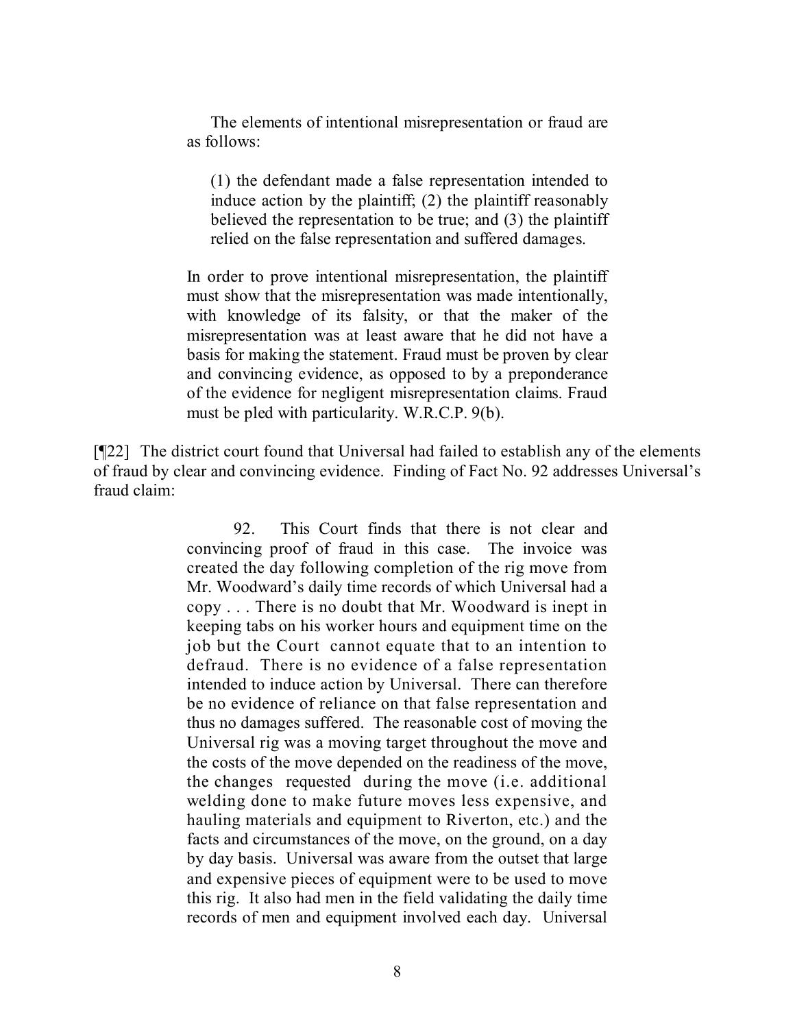> The elements of intentional misrepresentation or fraud are as follows:
>
> > (1) the defendant made a false representation intended to induce action by the plaintiff; (2) the plaintiff reasonably believed the representation to be true; and (3) the plaintiff relied on the false representation and suffered damages.
>
> In order to prove intentional misrepresentation, the plaintiff must show that the misrepresentation was made intentionally, with knowledge of its falsity, or that the maker of the misrepresentation was at least aware that he did not have a basis for making the statement. Fraud must be proven by clear and convincing evidence, as opposed to by a preponderance of the evidence for negligent misrepresentation claims. Fraud must be pled with particularity. W.R.C.P. 9(b).

[¶22] The district court found that Universal had failed to establish any of the elements of fraud by clear and convincing evidence. Finding of Fact No. 92 addresses Universal's fraud claim:

> 92. This Court finds that there is not clear and convincing proof of fraud in this case. The invoice was created the day following completion of the rig move from Mr. Woodward's daily time records of which Universal had a copy . . . There is no doubt that Mr. Woodward is inept in keeping tabs on his worker hours and equipment time on the job but the Court cannot equate that to an intention to defraud. There is no evidence of a false representation intended to induce action by Universal. There can therefore be no evidence of reliance on that false representation and thus no damages suffered. The reasonable cost of moving the Universal rig was a moving target throughout the move and the costs of the move depended on the readiness of the move, the changes requested during the move (i.e. additional welding done to make future moves less expensive, and hauling materials and equipment to Riverton, etc.) and the facts and circumstances of the move, on the ground, on a day by day basis. Universal was aware from the outset that large and expensive pieces of equipment were to be used to move this rig. It also had men in the field validating the daily time records of men and equipment involved each day. Universal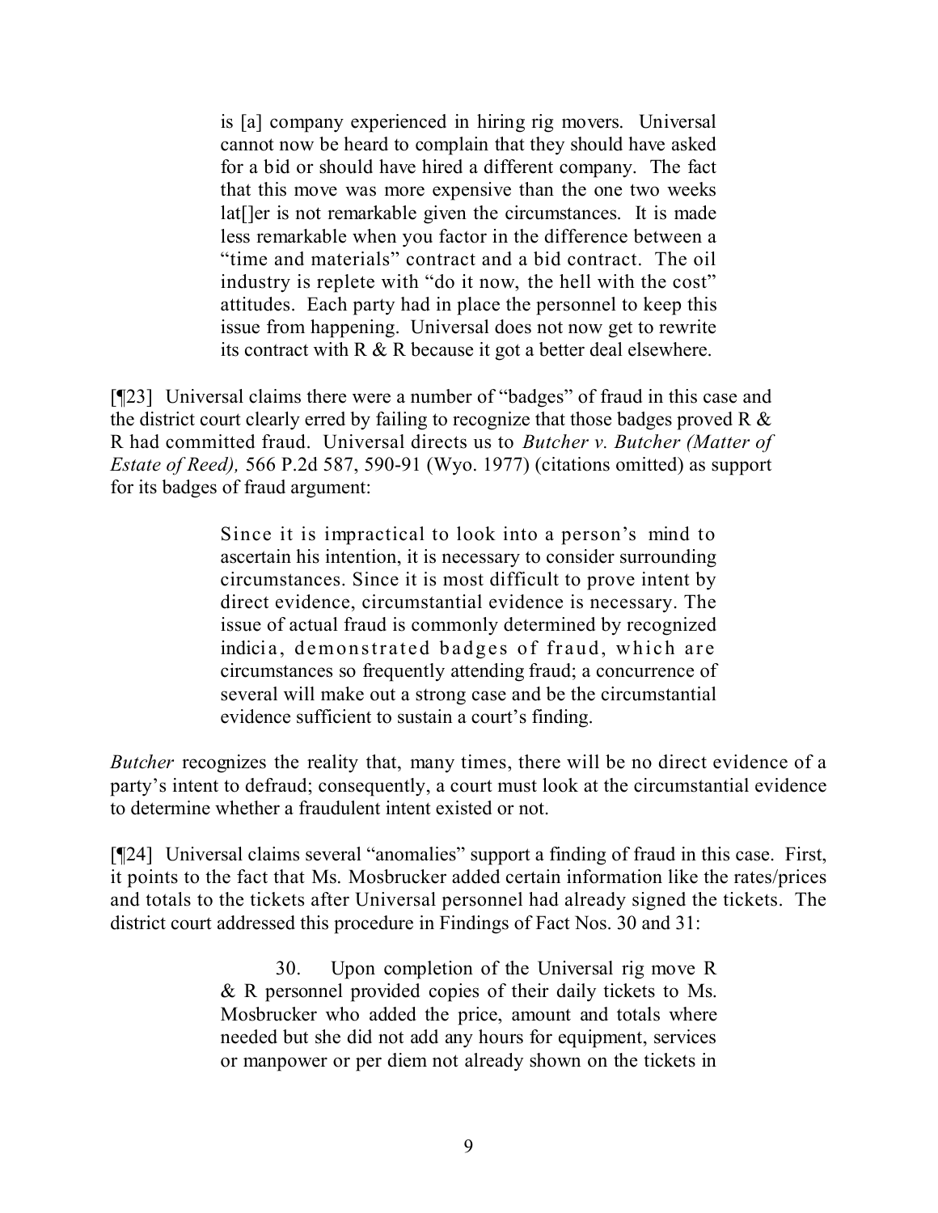> is [a] company experienced in hiring rig movers. Universal cannot now be heard to complain that they should have asked for a bid or should have hired a different company. The fact that this move was more expensive than the one two weeks lat[]er is not remarkable given the circumstances. It is made less remarkable when you factor in the difference between a "time and materials" contract and a bid contract. The oil industry is replete with "do it now, the hell with the cost" attitudes. Each party had in place the personnel to keep this issue from happening. Universal does not now get to rewrite its contract with R & R because it got a better deal elsewhere.

[¶23] Universal claims there were a number of "badges" of fraud in this case and the district court clearly erred by failing to recognize that those badges proved R & R had committed fraud. Universal directs us to *Butcher v. Butcher (Matter of Estate of Reed),* 566 P.2d 587, 590-91 (Wyo. 1977) (citations omitted) as support for its badges of fraud argument:

> Since it is impractical to look into a person's mind to ascertain his intention, it is necessary to consider surrounding circumstances. Since it is most difficult to prove intent by direct evidence, circumstantial evidence is necessary. The issue of actual fraud is commonly determined by recognized indicia, demonstrated badges of fraud, which are circumstances so frequently attending fraud; a concurrence of several will make out a strong case and be the circumstantial evidence sufficient to sustain a court's finding.

*Butcher* recognizes the reality that, many times, there will be no direct evidence of a party's intent to defraud; consequently, a court must look at the circumstantial evidence to determine whether a fraudulent intent existed or not.

[¶24] Universal claims several "anomalies" support a finding of fraud in this case. First, it points to the fact that Ms. Mosbrucker added certain information like the rates/prices and totals to the tickets after Universal personnel had already signed the tickets. The district court addressed this procedure in Findings of Fact Nos. 30 and 31:

> 30. Upon completion of the Universal rig move R & R personnel provided copies of their daily tickets to Ms. Mosbrucker who added the price, amount and totals where needed but she did not add any hours for equipment, services or manpower or per diem not already shown on the tickets in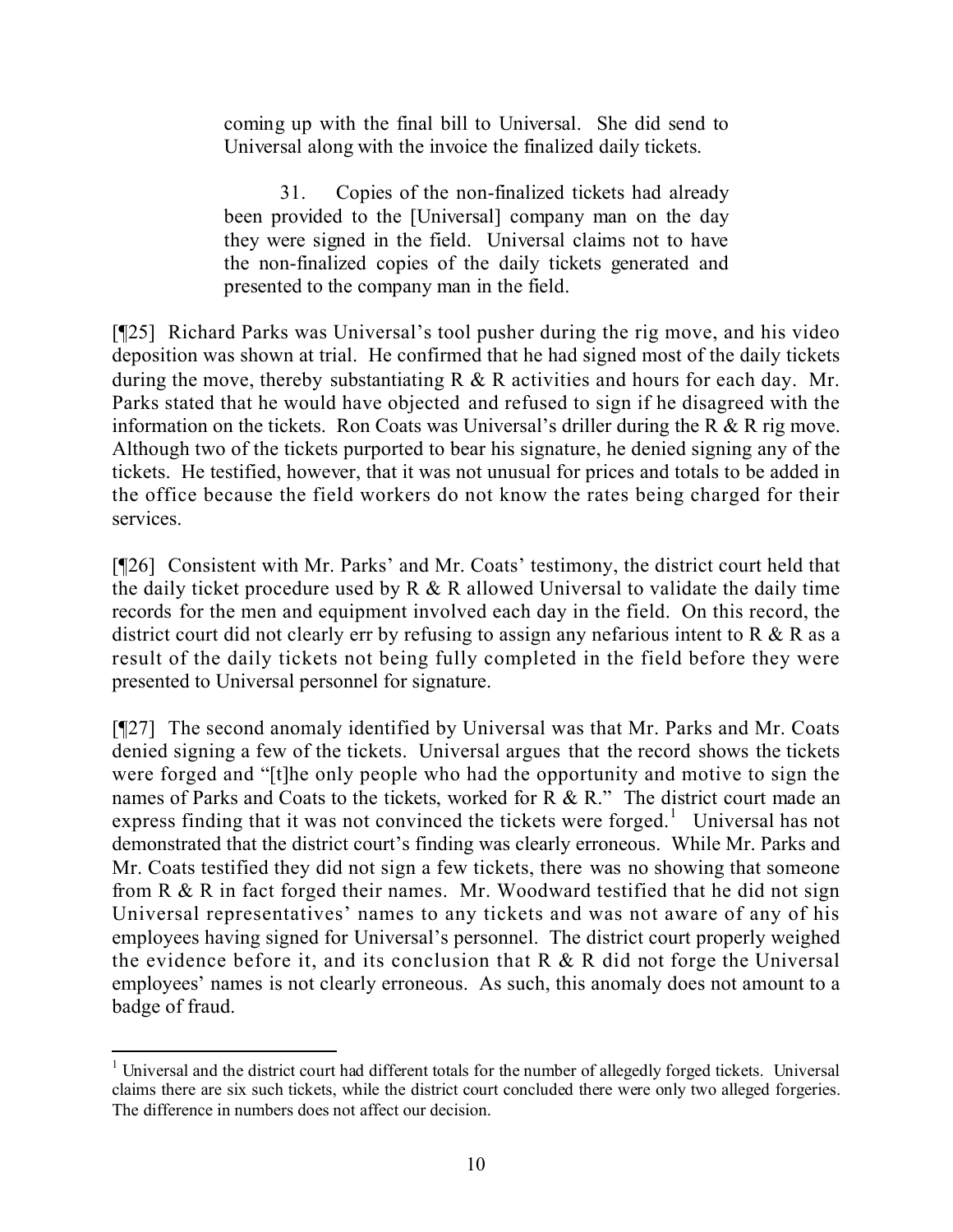> coming up with the final bill to Universal. She did send to Universal along with the invoice the finalized daily tickets.
>
> 31. Copies of the non-finalized tickets had already been provided to the [Universal] company man on the day they were signed in the field. Universal claims not to have the non-finalized copies of the daily tickets generated and presented to the company man in the field.

[¶25] Richard Parks was Universal's tool pusher during the rig move, and his video deposition was shown at trial. He confirmed that he had signed most of the daily tickets during the move, thereby substantiating R & R activities and hours for each day. Mr. Parks stated that he would have objected and refused to sign if he disagreed with the information on the tickets. Ron Coats was Universal's driller during the R & R rig move. Although two of the tickets purported to bear his signature, he denied signing any of the tickets. He testified, however, that it was not unusual for prices and totals to be added in the office because the field workers do not know the rates being charged for their services.

[¶26] Consistent with Mr. Parks' and Mr. Coats' testimony, the district court held that the daily ticket procedure used by R & R allowed Universal to validate the daily time records for the men and equipment involved each day in the field. On this record, the district court did not clearly err by refusing to assign any nefarious intent to R & R as a result of the daily tickets not being fully completed in the field before they were presented to Universal personnel for signature.

[¶27] The second anomaly identified by Universal was that Mr. Parks and Mr. Coats denied signing a few of the tickets. Universal argues that the record shows the tickets were forged and "[t]he only people who had the opportunity and motive to sign the names of Parks and Coats to the tickets, worked for R & R." The district court made an express finding that it was not convinced the tickets were forged.[1] Universal has not demonstrated that the district court's finding was clearly erroneous. While Mr. Parks and Mr. Coats testified they did not sign a few tickets, there was no showing that someone from R & R in fact forged their names. Mr. Woodward testified that he did not sign Universal representatives' names to any tickets and was not aware of any of his employees having signed for Universal's personnel. The district court properly weighed the evidence before it, and its conclusion that R & R did not forge the Universal employees' names is not clearly erroneous. As such, this anomaly does not amount to a badge of fraud.

---

[1] Universal and the district court had different totals for the number of allegedly forged tickets. Universal claims there are six such tickets, while the district court concluded there were only two alleged forgeries. The difference in numbers does not affect our decision.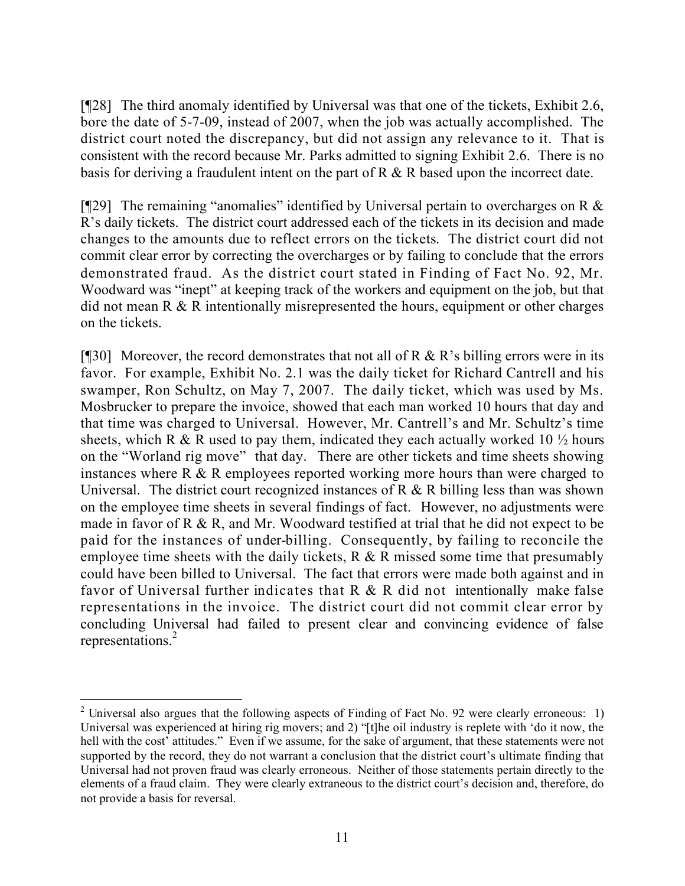[¶28] The third anomaly identified by Universal was that one of the tickets, Exhibit 2.6, bore the date of 5-7-09, instead of 2007, when the job was actually accomplished. The district court noted the discrepancy, but did not assign any relevance to it. That is consistent with the record because Mr. Parks admitted to signing Exhibit 2.6. There is no basis for deriving a fraudulent intent on the part of R & R based upon the incorrect date.

[¶29] The remaining "anomalies" identified by Universal pertain to overcharges on R & R's daily tickets. The district court addressed each of the tickets in its decision and made changes to the amounts due to reflect errors on the tickets. The district court did not commit clear error by correcting the overcharges or by failing to conclude that the errors demonstrated fraud. As the district court stated in Finding of Fact No. 92, Mr. Woodward was "inept" at keeping track of the workers and equipment on the job, but that did not mean R & R intentionally misrepresented the hours, equipment or other charges on the tickets.

[¶30] Moreover, the record demonstrates that not all of R & R's billing errors were in its favor. For example, Exhibit No. 2.1 was the daily ticket for Richard Cantrell and his swamper, Ron Schultz, on May 7, 2007. The daily ticket, which was used by Ms. Mosbrucker to prepare the invoice, showed that each man worked 10 hours that day and that time was charged to Universal. However, Mr. Cantrell's and Mr. Schultz's time sheets, which R & R used to pay them, indicated they each actually worked 10 ½ hours on the "Worland rig move" that day. There are other tickets and time sheets showing instances where R & R employees reported working more hours than were charged to Universal. The district court recognized instances of R & R billing less than was shown on the employee time sheets in several findings of fact. However, no adjustments were made in favor of R & R, and Mr. Woodward testified at trial that he did not expect to be paid for the instances of under-billing. Consequently, by failing to reconcile the employee time sheets with the daily tickets, R & R missed some time that presumably could have been billed to Universal. The fact that errors were made both against and in favor of Universal further indicates that R & R did not intentionally make false representations in the invoice. The district court did not commit clear error by concluding Universal had failed to present clear and convincing evidence of false representations.[2]

---

[2] Universal also argues that the following aspects of Finding of Fact No. 92 were clearly erroneous: 1) Universal was experienced at hiring rig movers; and 2) "[t]he oil industry is replete with 'do it now, the hell with the cost' attitudes." Even if we assume, for the sake of argument, that these statements were not supported by the record, they do not warrant a conclusion that the district court's ultimate finding that Universal had not proven fraud was clearly erroneous. Neither of those statements pertain directly to the elements of a fraud claim. They were clearly extraneous to the district court's decision and, therefore, do not provide a basis for reversal.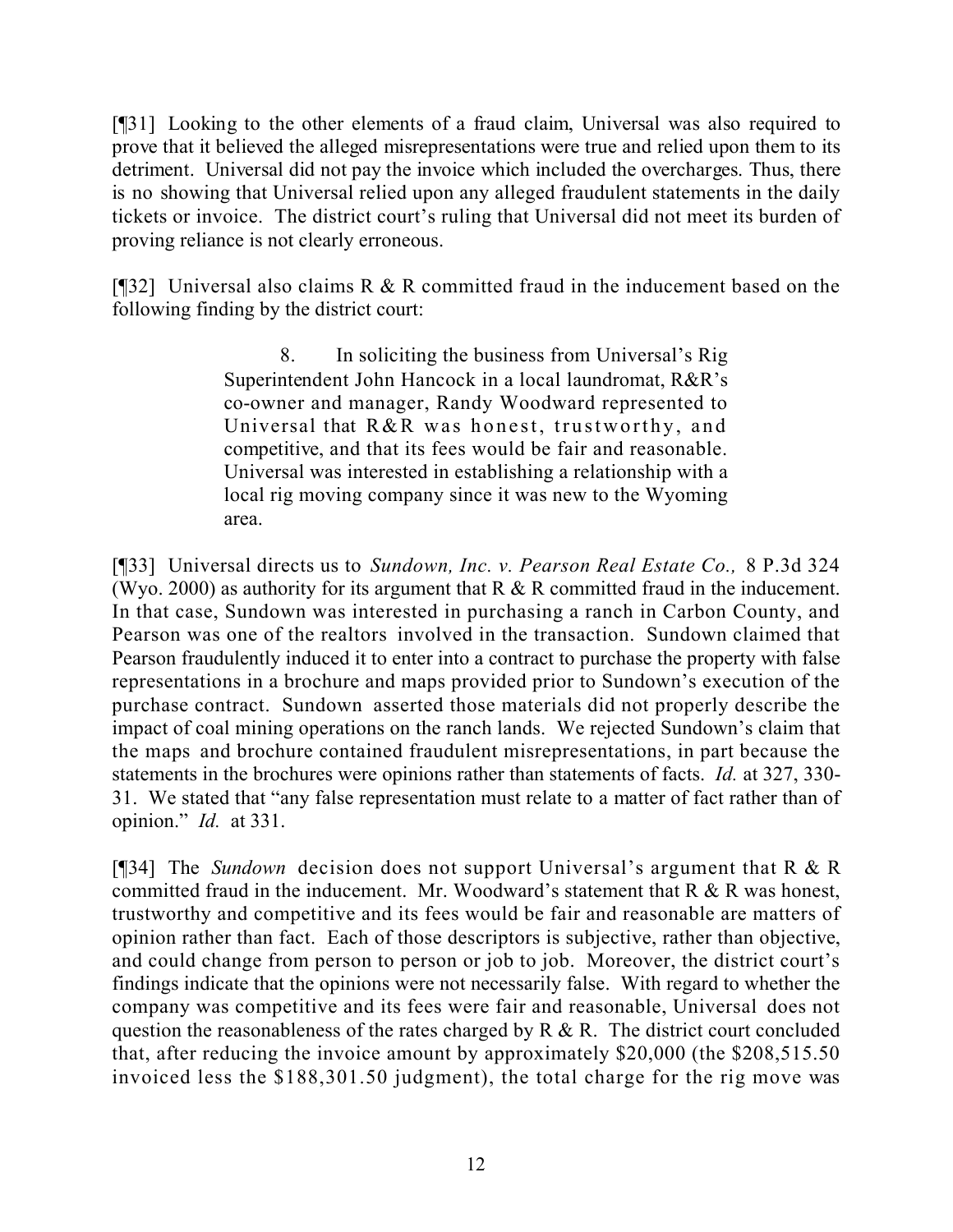[¶31] Looking to the other elements of a fraud claim, Universal was also required to prove that it believed the alleged misrepresentations were true and relied upon them to its detriment. Universal did not pay the invoice which included the overcharges. Thus, there is no showing that Universal relied upon any alleged fraudulent statements in the daily tickets or invoice. The district court's ruling that Universal did not meet its burden of proving reliance is not clearly erroneous.

[¶32] Universal also claims R & R committed fraud in the inducement based on the following finding by the district court:

> 8. In soliciting the business from Universal's Rig Superintendent John Hancock in a local laundromat, R&R's co-owner and manager, Randy Woodward represented to Universal that R&R was honest, trustworthy, and competitive, and that its fees would be fair and reasonable. Universal was interested in establishing a relationship with a local rig moving company since it was new to the Wyoming area.

[¶33] Universal directs us to *Sundown, Inc. v. Pearson Real Estate Co.,* 8 P.3d 324 (Wyo. 2000) as authority for its argument that R & R committed fraud in the inducement. In that case, Sundown was interested in purchasing a ranch in Carbon County, and Pearson was one of the realtors involved in the transaction. Sundown claimed that Pearson fraudulently induced it to enter into a contract to purchase the property with false representations in a brochure and maps provided prior to Sundown's execution of the purchase contract. Sundown asserted those materials did not properly describe the impact of coal mining operations on the ranch lands. We rejected Sundown's claim that the maps and brochure contained fraudulent misrepresentations, in part because the statements in the brochures were opinions rather than statements of facts. *Id.* at 327, 330-31. We stated that "any false representation must relate to a matter of fact rather than of opinion." *Id.* at 331.

[¶34] The *Sundown* decision does not support Universal's argument that R & R committed fraud in the inducement. Mr. Woodward's statement that R & R was honest, trustworthy and competitive and its fees would be fair and reasonable are matters of opinion rather than fact. Each of those descriptors is subjective, rather than objective, and could change from person to person or job to job. Moreover, the district court's findings indicate that the opinions were not necessarily false. With regard to whether the company was competitive and its fees were fair and reasonable, Universal does not question the reasonableness of the rates charged by R & R. The district court concluded that, after reducing the invoice amount by approximately $20,000 (the $208,515.50 invoiced less the $188,301.50 judgment), the total charge for the rig move was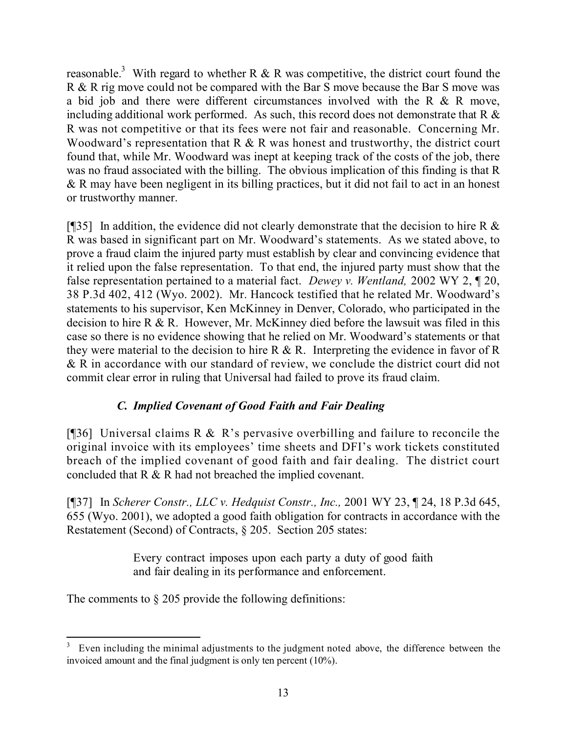reasonable.[3] With regard to whether R & R was competitive, the district court found the R & R rig move could not be compared with the Bar S move because the Bar S move was a bid job and there were different circumstances involved with the R & R move, including additional work performed. As such, this record does not demonstrate that R & R was not competitive or that its fees were not fair and reasonable. Concerning Mr. Woodward's representation that R & R was honest and trustworthy, the district court found that, while Mr. Woodward was inept at keeping track of the costs of the job, there was no fraud associated with the billing. The obvious implication of this finding is that R & R may have been negligent in its billing practices, but it did not fail to act in an honest or trustworthy manner.

[¶35] In addition, the evidence did not clearly demonstrate that the decision to hire R & R was based in significant part on Mr. Woodward's statements. As we stated above, to prove a fraud claim the injured party must establish by clear and convincing evidence that it relied upon the false representation. To that end, the injured party must show that the false representation pertained to a material fact. *Dewey v. Wentland,* 2002 WY 2, ¶ 20, 38 P.3d 402, 412 (Wyo. 2002). Mr. Hancock testified that he related Mr. Woodward's statements to his supervisor, Ken McKinney in Denver, Colorado, who participated in the decision to hire R & R. However, Mr. McKinney died before the lawsuit was filed in this case so there is no evidence showing that he relied on Mr. Woodward's statements or that they were material to the decision to hire R & R. Interpreting the evidence in favor of R & R in accordance with our standard of review, we conclude the district court did not commit clear error in ruling that Universal had failed to prove its fraud claim.

### *C. Implied Covenant of Good Faith and Fair Dealing*

[¶36] Universal claims R & R's pervasive overbilling and failure to reconcile the original invoice with its employees' time sheets and DFI's work tickets constituted breach of the implied covenant of good faith and fair dealing. The district court concluded that R & R had not breached the implied covenant.

[¶37] In *Scherer Constr., LLC v. Hedquist Constr., Inc.,* 2001 WY 23, ¶ 24, 18 P.3d 645, 655 (Wyo. 2001), we adopted a good faith obligation for contracts in accordance with the Restatement (Second) of Contracts, § 205. Section 205 states:

> Every contract imposes upon each party a duty of good faith and fair dealing in its performance and enforcement.

The comments to § 205 provide the following definitions:

---

[3] Even including the minimal adjustments to the judgment noted above, the difference between the invoiced amount and the final judgment is only ten percent (10%).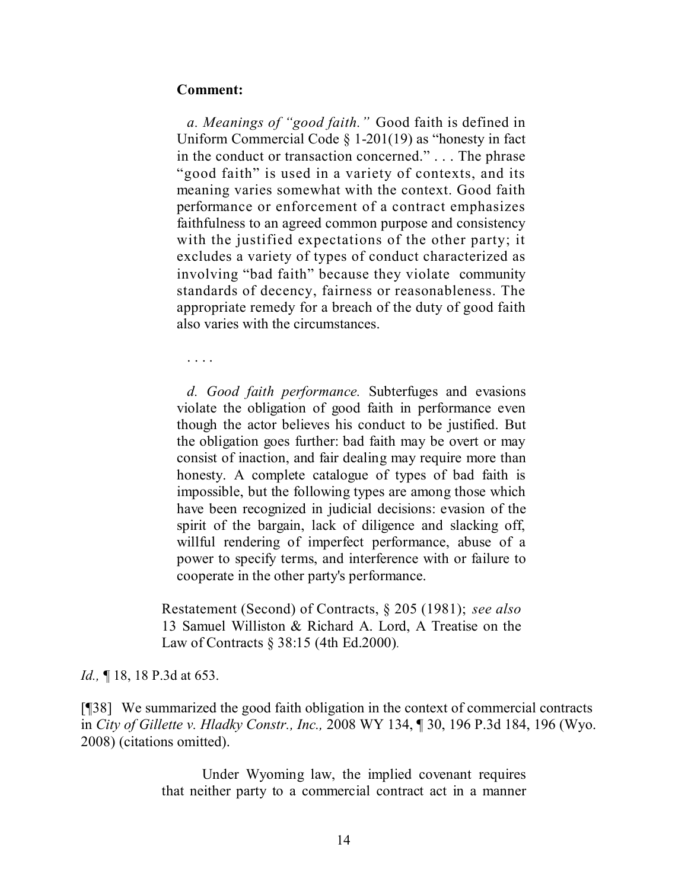**Comment:**

*a. Meanings of "good faith."* Good faith is defined in Uniform Commercial Code § 1-201(19) as "honesty in fact in the conduct or transaction concerned." . . . The phrase "good faith" is used in a variety of contexts, and its meaning varies somewhat with the context. Good faith performance or enforcement of a contract emphasizes faithfulness to an agreed common purpose and consistency with the justified expectations of the other party; it excludes a variety of types of conduct characterized as involving "bad faith" because they violate community standards of decency, fairness or reasonableness. The appropriate remedy for a breach of the duty of good faith also varies with the circumstances.

. . . .

*d. Good faith performance.* Subterfuges and evasions violate the obligation of good faith in performance even though the actor believes his conduct to be justified. But the obligation goes further: bad faith may be overt or may consist of inaction, and fair dealing may require more than honesty. A complete catalogue of types of bad faith is impossible, but the following types are among those which have been recognized in judicial decisions: evasion of the spirit of the bargain, lack of diligence and slacking off, willful rendering of imperfect performance, abuse of a power to specify terms, and interference with or failure to cooperate in the other party's performance.

Restatement (Second) of Contracts, § 205 (1981); *see also* 13 Samuel Williston & Richard A. Lord, A Treatise on the Law of Contracts § 38:15 (4th Ed.2000).

*Id.,* ¶ 18, 18 P.3d at 653.

[¶38] We summarized the good faith obligation in the context of commercial contracts in *City of Gillette v. Hladky Constr., Inc.,* 2008 WY 134, ¶ 30, 196 P.3d 184, 196 (Wyo. 2008) (citations omitted).

Under Wyoming law, the implied covenant requires that neither party to a commercial contract act in a manner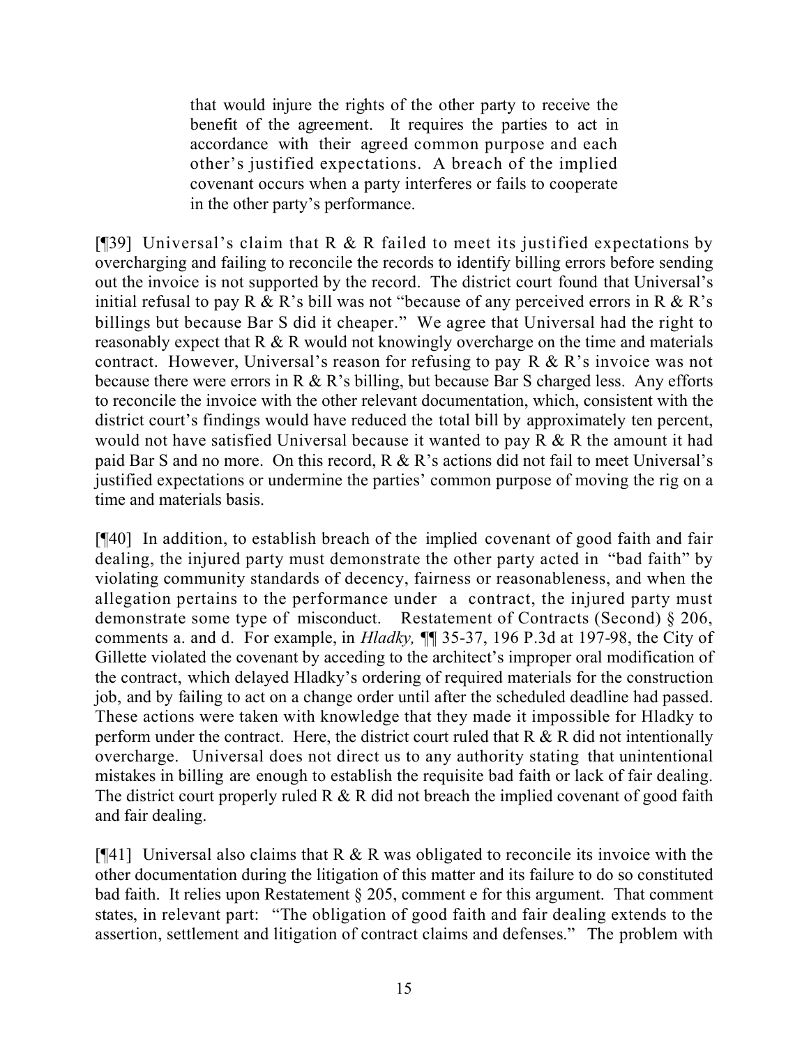> that would injure the rights of the other party to receive the benefit of the agreement. It requires the parties to act in accordance with their agreed common purpose and each other's justified expectations. A breach of the implied covenant occurs when a party interferes or fails to cooperate in the other party's performance.

[¶39] Universal's claim that R & R failed to meet its justified expectations by overcharging and failing to reconcile the records to identify billing errors before sending out the invoice is not supported by the record. The district court found that Universal's initial refusal to pay R & R's bill was not "because of any perceived errors in R & R's billings but because Bar S did it cheaper." We agree that Universal had the right to reasonably expect that R & R would not knowingly overcharge on the time and materials contract. However, Universal's reason for refusing to pay R & R's invoice was not because there were errors in R & R's billing, but because Bar S charged less. Any efforts to reconcile the invoice with the other relevant documentation, which, consistent with the district court's findings would have reduced the total bill by approximately ten percent, would not have satisfied Universal because it wanted to pay R & R the amount it had paid Bar S and no more. On this record, R & R's actions did not fail to meet Universal's justified expectations or undermine the parties' common purpose of moving the rig on a time and materials basis.

[¶40] In addition, to establish breach of the implied covenant of good faith and fair dealing, the injured party must demonstrate the other party acted in "bad faith" by violating community standards of decency, fairness or reasonableness, and when the allegation pertains to the performance under a contract, the injured party must demonstrate some type of misconduct. Restatement of Contracts (Second) § 206, comments a. and d. For example, in *Hladky,* ¶¶ 35-37, 196 P.3d at 197-98, the City of Gillette violated the covenant by acceding to the architect's improper oral modification of the contract, which delayed Hladky's ordering of required materials for the construction job, and by failing to act on a change order until after the scheduled deadline had passed. These actions were taken with knowledge that they made it impossible for Hladky to perform under the contract. Here, the district court ruled that R & R did not intentionally overcharge. Universal does not direct us to any authority stating that unintentional mistakes in billing are enough to establish the requisite bad faith or lack of fair dealing. The district court properly ruled R & R did not breach the implied covenant of good faith and fair dealing.

[¶41] Universal also claims that R & R was obligated to reconcile its invoice with the other documentation during the litigation of this matter and its failure to do so constituted bad faith. It relies upon Restatement § 205, comment e for this argument. That comment states, in relevant part: "The obligation of good faith and fair dealing extends to the assertion, settlement and litigation of contract claims and defenses." The problem with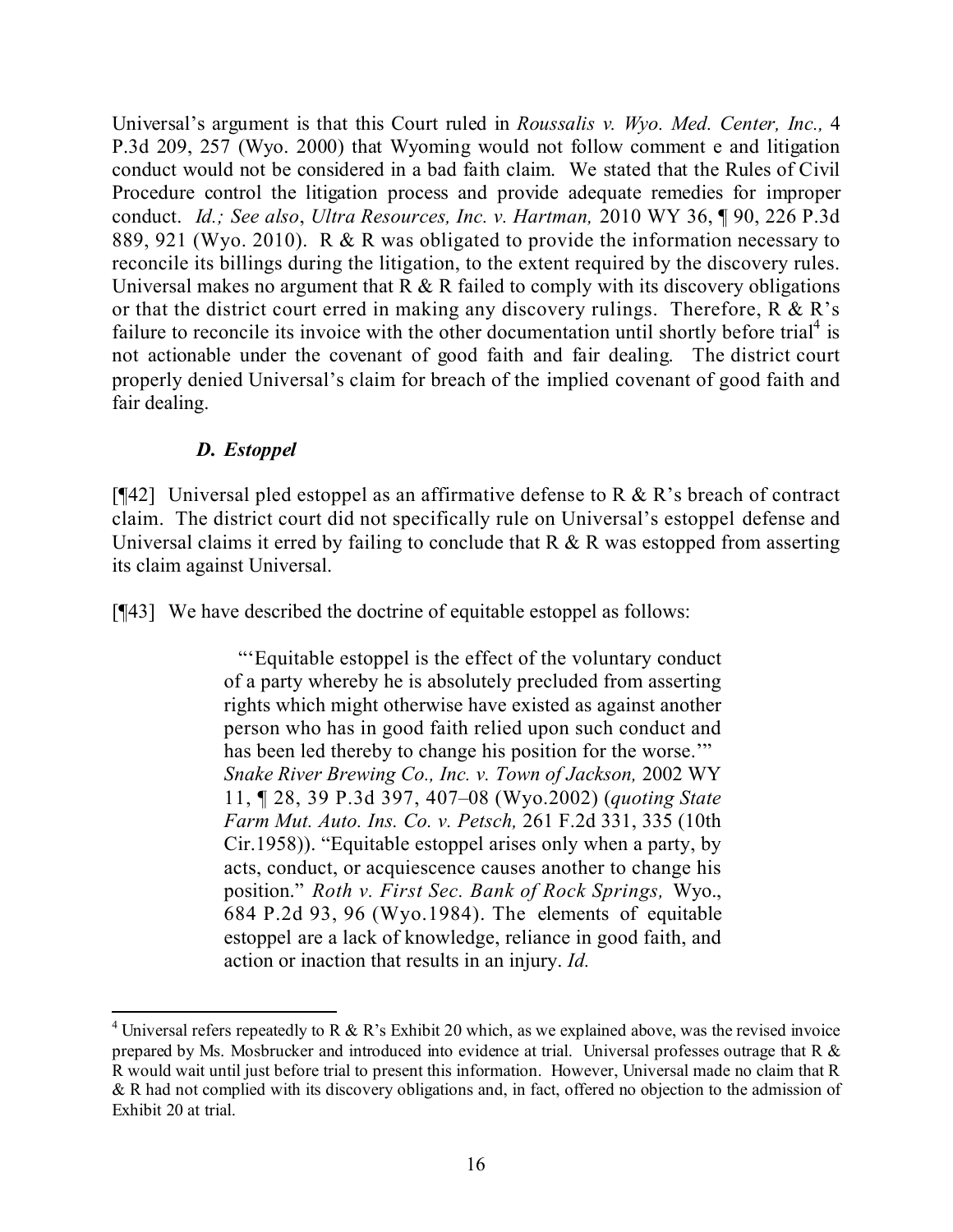Universal's argument is that this Court ruled in *Roussalis v. Wyo. Med. Center, Inc.,* 4 P.3d 209, 257 (Wyo. 2000) that Wyoming would not follow comment e and litigation conduct would not be considered in a bad faith claim. We stated that the Rules of Civil Procedure control the litigation process and provide adequate remedies for improper conduct. *Id.; See also*, *Ultra Resources, Inc. v. Hartman,* 2010 WY 36, ¶ 90, 226 P.3d 889, 921 (Wyo. 2010). R & R was obligated to provide the information necessary to reconcile its billings during the litigation, to the extent required by the discovery rules. Universal makes no argument that R & R failed to comply with its discovery obligations or that the district court erred in making any discovery rulings. Therefore, R & R's failure to reconcile its invoice with the other documentation until shortly before trial[4] is not actionable under the covenant of good faith and fair dealing. The district court properly denied Universal's claim for breach of the implied covenant of good faith and fair dealing.

### *D. Estoppel*

[¶42] Universal pled estoppel as an affirmative defense to R & R's breach of contract claim. The district court did not specifically rule on Universal's estoppel defense and Universal claims it erred by failing to conclude that R & R was estopped from asserting its claim against Universal.

[¶43] We have described the doctrine of equitable estoppel as follows:

> "'Equitable estoppel is the effect of the voluntary conduct of a party whereby he is absolutely precluded from asserting rights which might otherwise have existed as against another person who has in good faith relied upon such conduct and has been led thereby to change his position for the worse.'" *Snake River Brewing Co., Inc. v. Town of Jackson,* 2002 WY 11, ¶ 28, 39 P.3d 397, 407–08 (Wyo.2002) (*quoting State Farm Mut. Auto. Ins. Co. v. Petsch,* 261 F.2d 331, 335 (10th Cir.1958)). "Equitable estoppel arises only when a party, by acts, conduct, or acquiescence causes another to change his position." *Roth v. First Sec. Bank of Rock Springs,* Wyo., 684 P.2d 93, 96 (Wyo.1984). The elements of equitable estoppel are a lack of knowledge, reliance in good faith, and action or inaction that results in an injury. *Id.*

---

[4] Universal refers repeatedly to R & R's Exhibit 20 which, as we explained above, was the revised invoice prepared by Ms. Mosbrucker and introduced into evidence at trial. Universal professes outrage that R & R would wait until just before trial to present this information. However, Universal made no claim that R & R had not complied with its discovery obligations and, in fact, offered no objection to the admission of Exhibit 20 at trial.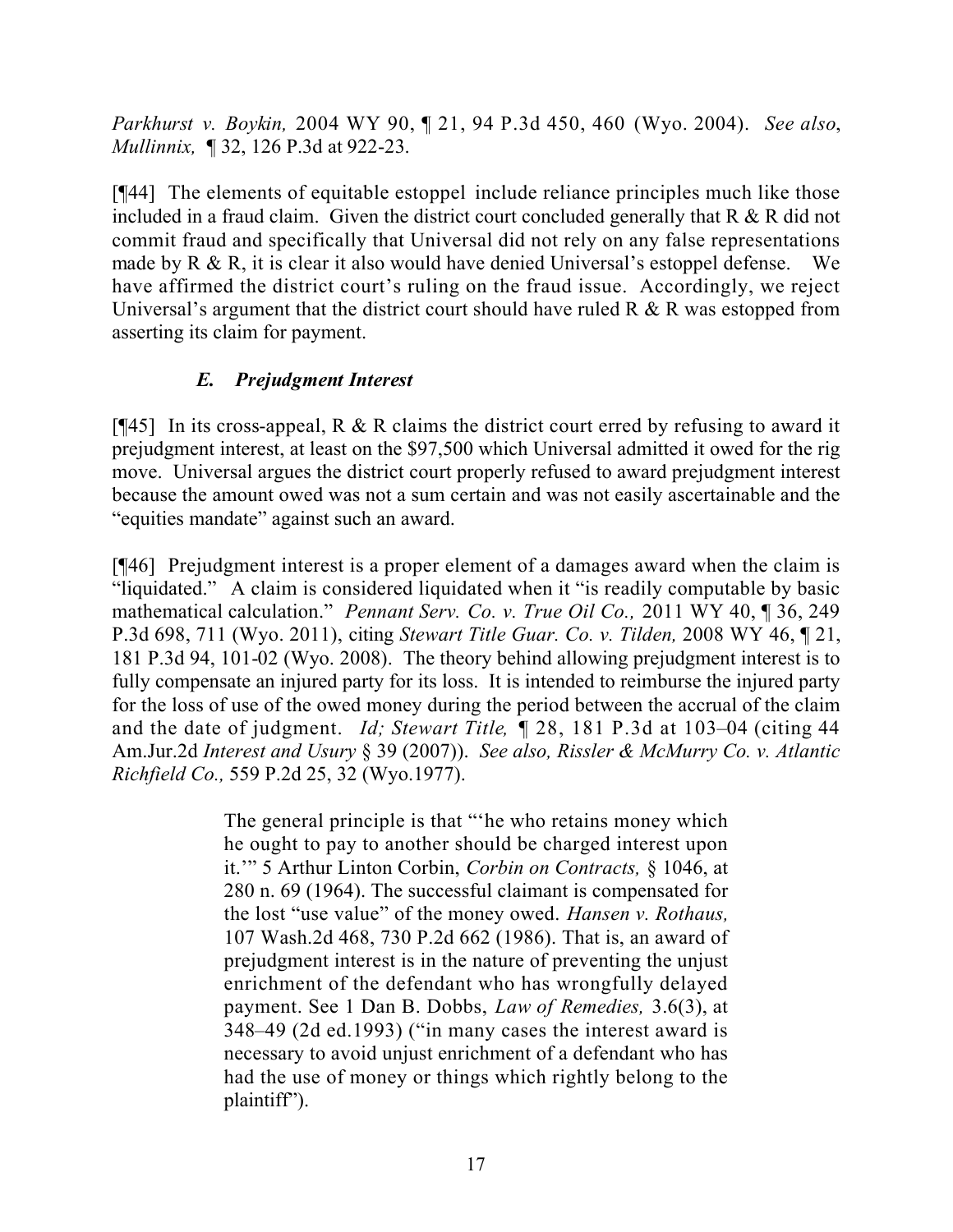*Parkhurst v. Boykin,* 2004 WY 90, ¶ 21, 94 P.3d 450, 460 (Wyo. 2004). *See also*, *Mullinnix,* ¶ 32, 126 P.3d at 922-23.

[¶44] The elements of equitable estoppel include reliance principles much like those included in a fraud claim. Given the district court concluded generally that R & R did not commit fraud and specifically that Universal did not rely on any false representations made by R & R, it is clear it also would have denied Universal's estoppel defense. We have affirmed the district court's ruling on the fraud issue. Accordingly, we reject Universal's argument that the district court should have ruled R & R was estopped from asserting its claim for payment.

### *E. Prejudgment Interest*

[¶45] In its cross-appeal, R & R claims the district court erred by refusing to award it prejudgment interest, at least on the $97,500 which Universal admitted it owed for the rig move. Universal argues the district court properly refused to award prejudgment interest because the amount owed was not a sum certain and was not easily ascertainable and the "equities mandate" against such an award.

[¶46] Prejudgment interest is a proper element of a damages award when the claim is "liquidated." A claim is considered liquidated when it "is readily computable by basic mathematical calculation." *Pennant Serv. Co. v. True Oil Co.,* 2011 WY 40, ¶ 36, 249 P.3d 698, 711 (Wyo. 2011), citing *Stewart Title Guar. Co. v. Tilden,* 2008 WY 46, ¶ 21, 181 P.3d 94, 101-02 (Wyo. 2008). The theory behind allowing prejudgment interest is to fully compensate an injured party for its loss. It is intended to reimburse the injured party for the loss of use of the owed money during the period between the accrual of the claim and the date of judgment. *Id; Stewart Title,* ¶ 28, 181 P.3d at 103–04 (citing 44 Am.Jur.2d *Interest and Usury* § 39 (2007)). *See also, Rissler & McMurry Co. v. Atlantic Richfield Co.,* 559 P.2d 25, 32 (Wyo.1977).

> The general principle is that "'he who retains money which he ought to pay to another should be charged interest upon it.'" 5 Arthur Linton Corbin, *Corbin on Contracts,* § 1046, at 280 n. 69 (1964). The successful claimant is compensated for the lost "use value" of the money owed. *Hansen v. Rothaus,* 107 Wash.2d 468, 730 P.2d 662 (1986). That is, an award of prejudgment interest is in the nature of preventing the unjust enrichment of the defendant who has wrongfully delayed payment. See 1 Dan B. Dobbs, *Law of Remedies,* 3.6(3), at 348–49 (2d ed.1993) ("in many cases the interest award is necessary to avoid unjust enrichment of a defendant who has had the use of money or things which rightly belong to the plaintiff").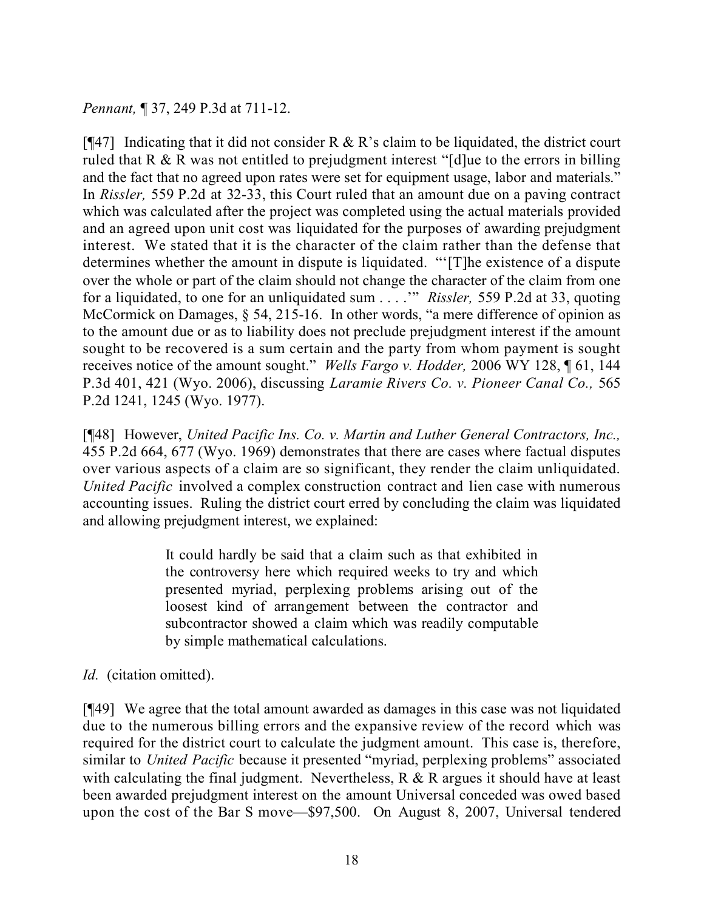*Pennant,* ¶ 37, 249 P.3d at 711-12.

[¶47] Indicating that it did not consider R & R's claim to be liquidated, the district court ruled that R & R was not entitled to prejudgment interest "[d]ue to the errors in billing and the fact that no agreed upon rates were set for equipment usage, labor and materials." In *Rissler,* 559 P.2d at 32-33, this Court ruled that an amount due on a paving contract which was calculated after the project was completed using the actual materials provided and an agreed upon unit cost was liquidated for the purposes of awarding prejudgment interest. We stated that it is the character of the claim rather than the defense that determines whether the amount in dispute is liquidated. "'[T]he existence of a dispute over the whole or part of the claim should not change the character of the claim from one for a liquidated, to one for an unliquidated sum . . . .'" *Rissler,* 559 P.2d at 33, quoting McCormick on Damages, § 54, 215-16. In other words, "a mere difference of opinion as to the amount due or as to liability does not preclude prejudgment interest if the amount sought to be recovered is a sum certain and the party from whom payment is sought receives notice of the amount sought." *Wells Fargo v. Hodder,* 2006 WY 128, ¶ 61, 144 P.3d 401, 421 (Wyo. 2006), discussing *Laramie Rivers Co. v. Pioneer Canal Co.,* 565 P.2d 1241, 1245 (Wyo. 1977).

[¶48] However, *United Pacific Ins. Co. v. Martin and Luther General Contractors, Inc.,* 455 P.2d 664, 677 (Wyo. 1969) demonstrates that there are cases where factual disputes over various aspects of a claim are so significant, they render the claim unliquidated. *United Pacific* involved a complex construction contract and lien case with numerous accounting issues. Ruling the district court erred by concluding the claim was liquidated and allowing prejudgment interest, we explained:

> It could hardly be said that a claim such as that exhibited in the controversy here which required weeks to try and which presented myriad, perplexing problems arising out of the loosest kind of arrangement between the contractor and subcontractor showed a claim which was readily computable by simple mathematical calculations.

*Id.* (citation omitted).

[¶49] We agree that the total amount awarded as damages in this case was not liquidated due to the numerous billing errors and the expansive review of the record which was required for the district court to calculate the judgment amount. This case is, therefore, similar to *United Pacific* because it presented "myriad, perplexing problems" associated with calculating the final judgment. Nevertheless, R & R argues it should have at least been awarded prejudgment interest on the amount Universal conceded was owed based upon the cost of the Bar S move—$97,500. On August 8, 2007, Universal tendered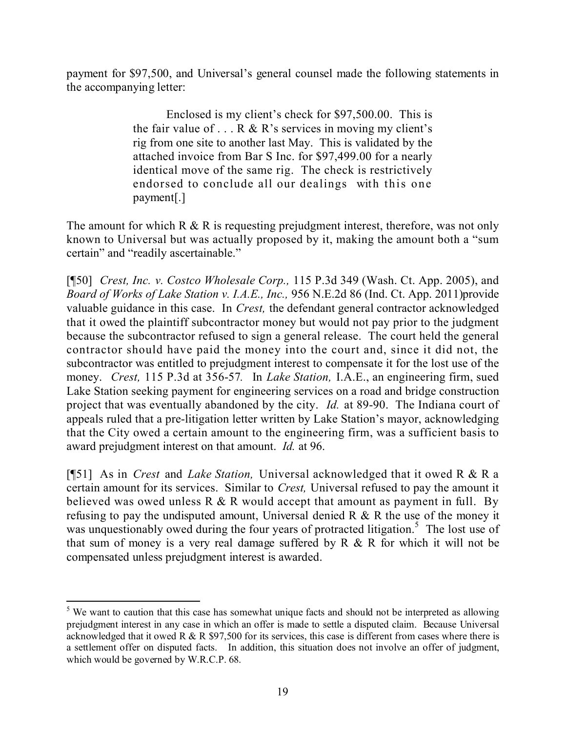payment for $97,500, and Universal's general counsel made the following statements in the accompanying letter:

> Enclosed is my client's check for $97,500.00. This is the fair value of . . . R & R's services in moving my client's rig from one site to another last May. This is validated by the attached invoice from Bar S Inc. for $97,499.00 for a nearly identical move of the same rig. The check is restrictively endorsed to conclude all our dealings with this one payment[.]

The amount for which R & R is requesting prejudgment interest, therefore, was not only known to Universal but was actually proposed by it, making the amount both a "sum certain" and "readily ascertainable."

[¶50] *Crest, Inc. v. Costco Wholesale Corp.,* 115 P.3d 349 (Wash. Ct. App. 2005), and *Board of Works of Lake Station v. I.A.E., Inc.,* 956 N.E.2d 86 (Ind. Ct. App. 2011)provide valuable guidance in this case. In *Crest,* the defendant general contractor acknowledged that it owed the plaintiff subcontractor money but would not pay prior to the judgment because the subcontractor refused to sign a general release. The court held the general contractor should have paid the money into the court and, since it did not, the subcontractor was entitled to prejudgment interest to compensate it for the lost use of the money. *Crest,* 115 P.3d at 356-57. In *Lake Station,* I.A.E., an engineering firm, sued Lake Station seeking payment for engineering services on a road and bridge construction project that was eventually abandoned by the city. *Id.* at 89-90. The Indiana court of appeals ruled that a pre-litigation letter written by Lake Station's mayor, acknowledging that the City owed a certain amount to the engineering firm, was a sufficient basis to award prejudgment interest on that amount. *Id.* at 96.

[¶51] As in *Crest* and *Lake Station,* Universal acknowledged that it owed R & R a certain amount for its services. Similar to *Crest,* Universal refused to pay the amount it believed was owed unless R & R would accept that amount as payment in full. By refusing to pay the undisputed amount, Universal denied R & R the use of the money it was unquestionably owed during the four years of protracted litigation.[5] The lost use of that sum of money is a very real damage suffered by R & R for which it will not be compensated unless prejudgment interest is awarded.

---

[5] We want to caution that this case has somewhat unique facts and should not be interpreted as allowing prejudgment interest in any case in which an offer is made to settle a disputed claim. Because Universal acknowledged that it owed R & R $97,500 for its services, this case is different from cases where there is a settlement offer on disputed facts. In addition, this situation does not involve an offer of judgment, which would be governed by W.R.C.P. 68.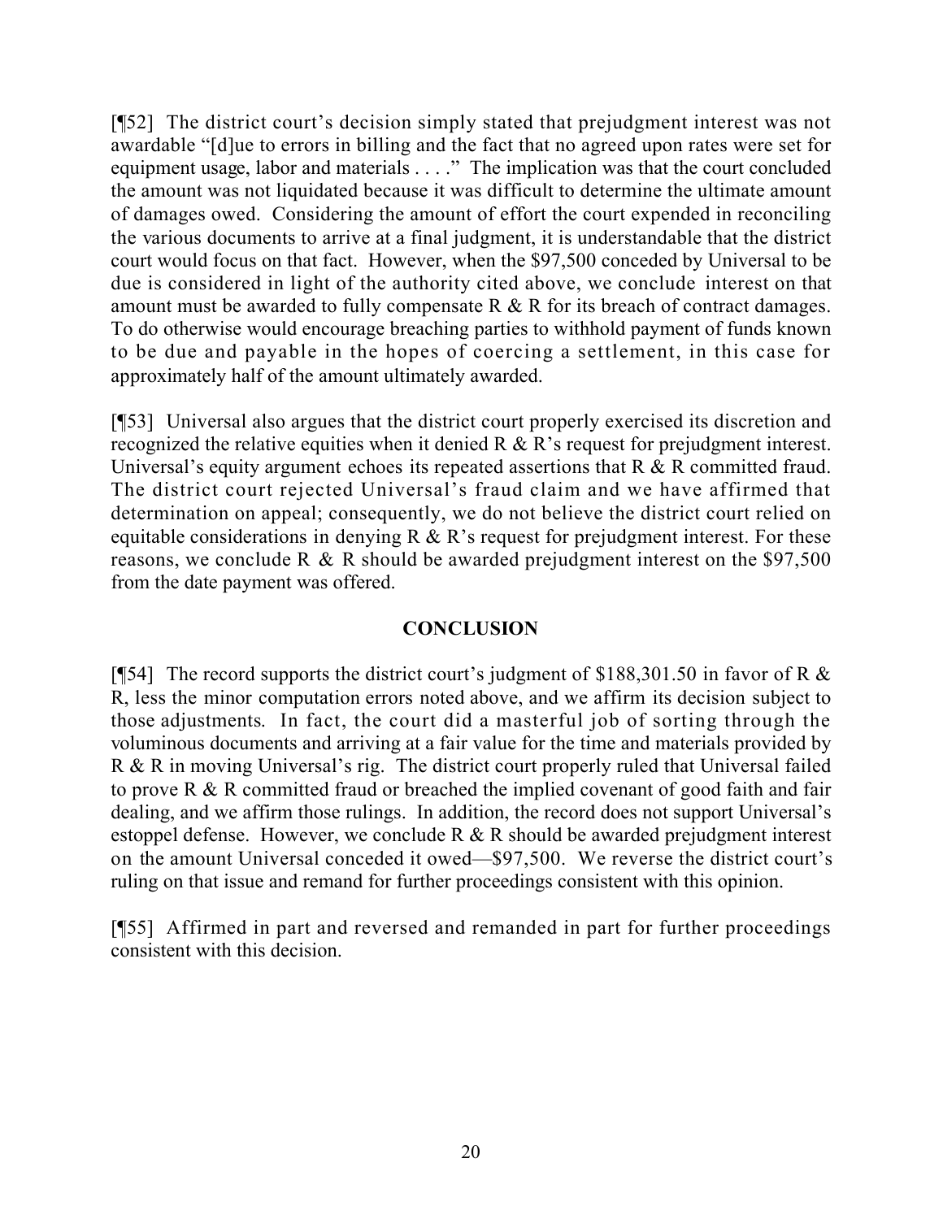[¶52] The district court's decision simply stated that prejudgment interest was not awardable "[d]ue to errors in billing and the fact that no agreed upon rates were set for equipment usage, labor and materials . . . ." The implication was that the court concluded the amount was not liquidated because it was difficult to determine the ultimate amount of damages owed. Considering the amount of effort the court expended in reconciling the various documents to arrive at a final judgment, it is understandable that the district court would focus on that fact. However, when the $97,500 conceded by Universal to be due is considered in light of the authority cited above, we conclude interest on that amount must be awarded to fully compensate R & R for its breach of contract damages. To do otherwise would encourage breaching parties to withhold payment of funds known to be due and payable in the hopes of coercing a settlement, in this case for approximately half of the amount ultimately awarded.

[¶53] Universal also argues that the district court properly exercised its discretion and recognized the relative equities when it denied R & R's request for prejudgment interest. Universal's equity argument echoes its repeated assertions that R & R committed fraud. The district court rejected Universal's fraud claim and we have affirmed that determination on appeal; consequently, we do not believe the district court relied on equitable considerations in denying R & R's request for prejudgment interest. For these reasons, we conclude R & R should be awarded prejudgment interest on the $97,500 from the date payment was offered.

## CONCLUSION

[¶54] The record supports the district court's judgment of $188,301.50 in favor of R & R, less the minor computation errors noted above, and we affirm its decision subject to those adjustments. In fact, the court did a masterful job of sorting through the voluminous documents and arriving at a fair value for the time and materials provided by R & R in moving Universal's rig. The district court properly ruled that Universal failed to prove R & R committed fraud or breached the implied covenant of good faith and fair dealing, and we affirm those rulings. In addition, the record does not support Universal's estoppel defense. However, we conclude R & R should be awarded prejudgment interest on the amount Universal conceded it owed—$97,500. We reverse the district court's ruling on that issue and remand for further proceedings consistent with this opinion.

[¶55] Affirmed in part and reversed and remanded in part for further proceedings consistent with this decision.